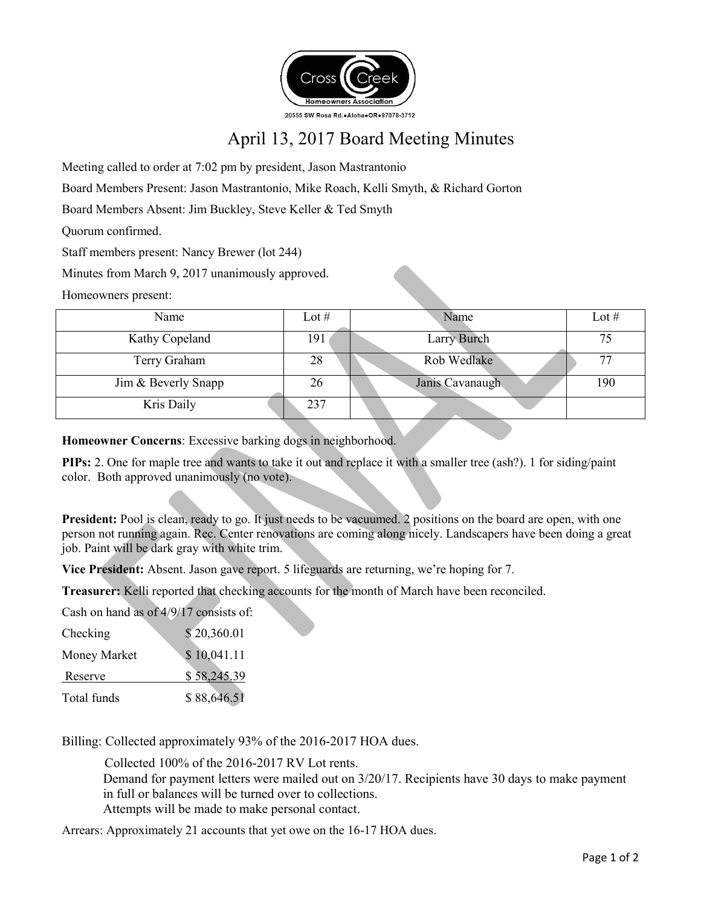Cross Creek Homeowners Association

20555 SW Rosa Rd.•Aloha•OR•97078-3712

# April 13, 2017 Board Meeting Minutes

Meeting called to order at 7:02 pm by president, Jason Mastrantonio

Board Members Present: Jason Mastrantonio, Mike Roach, Kelli Smyth, & Richard Gorton

Board Members Absent: Jim Buckley, Steve Keller & Ted Smyth

Quorum confirmed.

Staff members present: Nancy Brewer (lot 244)

Minutes from March 9, 2017 unanimously approved.

Homeowners present:

| Name | Lot # | Name | Lot # |
|---|---|---|---|
| Kathy Copeland | 191 | Larry Burch | 75 |
| Terry Graham | 28 | Rob Wedlake | 77 |
| Jim & Beverly Snapp | 26 | Janis Cavanaugh | 190 |
| Kris Daily | 237 | | |

**Homeowner Concerns**: Excessive barking dogs in neighborhood.

**PIPs:** 2. One for maple tree and wants to take it out and replace it with a smaller tree (ash?). 1 for siding/paint color. Both approved unanimously (no vote).

**President:** Pool is clean, ready to go. It just needs to be vacuumed. 2 positions on the board are open, with one person not running again. Rec. Center renovations are coming along nicely. Landscapers have been doing a great job. Paint will be dark gray with white trim.

**Vice President:** Absent. Jason gave report. 5 lifeguards are returning, we're hoping for 7.

**Treasurer:** Kelli reported that checking accounts for the month of March have been reconciled.

Cash on hand as of 4/9/17 consists of:

| | |
|---|---|
| Checking | $ 20,360.01 |
| Money Market | $ 10,041.11 |
| Reserve | $ 58,245.39 |
| Total funds | $ 88,646.51 |

Billing: Collected approximately 93% of the 2016-2017 HOA dues.

Collected 100% of the 2016-2017 RV Lot rents.

Demand for payment letters were mailed out on 3/20/17. Recipients have 30 days to make payment in full or balances will be turned over to collections.

Attempts will be made to make personal contact.

Arrears: Approximately 21 accounts that yet owe on the 16-17 HOA dues.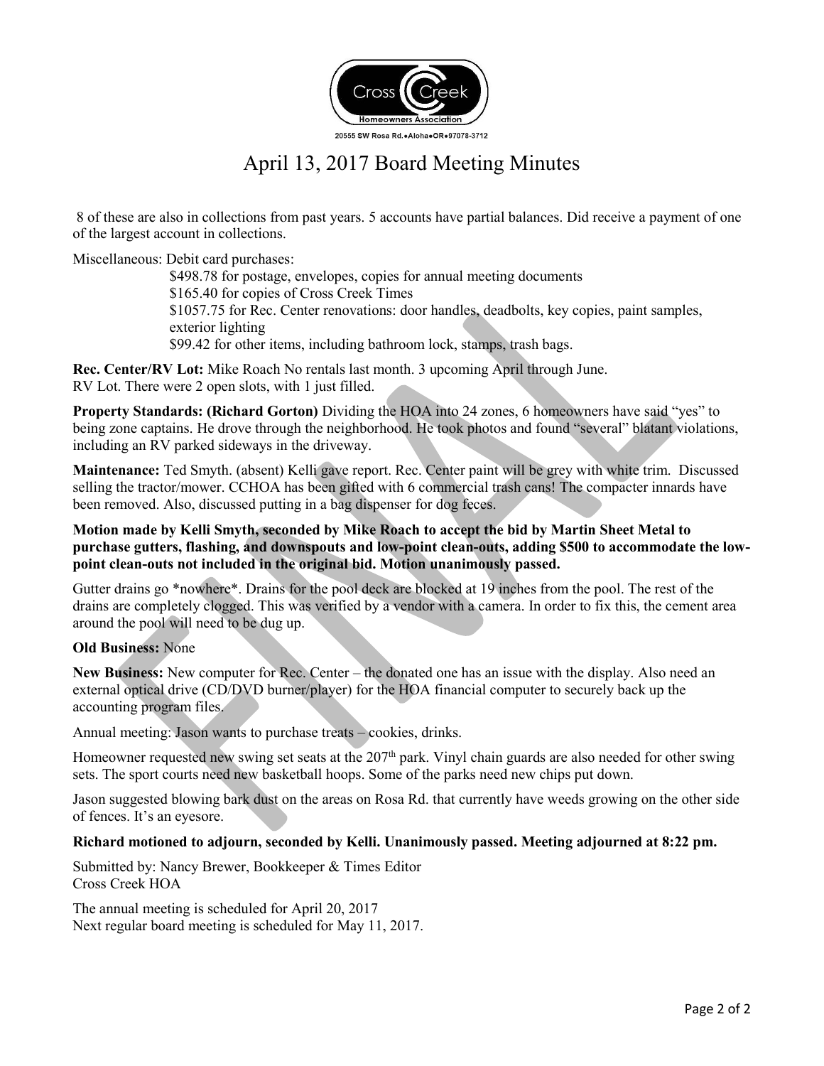Cross Creek Homeowners Association

20555 SW Rosa Rd.•Aloha•OR•97078-3712

# April 13, 2017 Board Meeting Minutes

8 of these are also in collections from past years. 5 accounts have partial balances. Did receive a payment of one of the largest account in collections.

Miscellaneous: Debit card purchases:

- $498.78 for postage, envelopes, copies for annual meeting documents
- $165.40 for copies of Cross Creek Times
- $1057.75 for Rec. Center renovations: door handles, deadbolts, key copies, paint samples, exterior lighting
- $99.42 for other items, including bathroom lock, stamps, trash bags.

**Rec. Center/RV Lot:** Mike Roach No rentals last month. 3 upcoming April through June.
RV Lot. There were 2 open slots, with 1 just filled.

**Property Standards: (Richard Gorton)** Dividing the HOA into 24 zones, 6 homeowners have said "yes" to being zone captains. He drove through the neighborhood. He took photos and found "several" blatant violations, including an RV parked sideways in the driveway.

**Maintenance:** Ted Smyth. (absent) Kelli gave report. Rec. Center paint will be grey with white trim. Discussed selling the tractor/mower. CCHOA has been gifted with 6 commercial trash cans! The compacter innards have been removed. Also, discussed putting in a bag dispenser for dog feces.

**Motion made by Kelli Smyth, seconded by Mike Roach to accept the bid by Martin Sheet Metal to purchase gutters, flashing, and downspouts and low-point clean-outs, adding $500 to accommodate the low-point clean-outs not included in the original bid. Motion unanimously passed.**

Gutter drains go *nowhere*. Drains for the pool deck are blocked at 19 inches from the pool. The rest of the drains are completely clogged. This was verified by a vendor with a camera. In order to fix this, the cement area around the pool will need to be dug up.

**Old Business:** None

**New Business:** New computer for Rec. Center – the donated one has an issue with the display. Also need an external optical drive (CD/DVD burner/player) for the HOA financial computer to securely back up the accounting program files.

Annual meeting: Jason wants to purchase treats – cookies, drinks.

Homeowner requested new swing set seats at the 207th park. Vinyl chain guards are also needed for other swing sets. The sport courts need new basketball hoops. Some of the parks need new chips put down.

Jason suggested blowing bark dust on the areas on Rosa Rd. that currently have weeds growing on the other side of fences. It's an eyesore.

**Richard motioned to adjourn, seconded by Kelli. Unanimously passed. Meeting adjourned at 8:22 pm.**

Submitted by: Nancy Brewer, Bookkeeper & Times Editor
Cross Creek HOA

The annual meeting is scheduled for April 20, 2017
Next regular board meeting is scheduled for May 11, 2017.